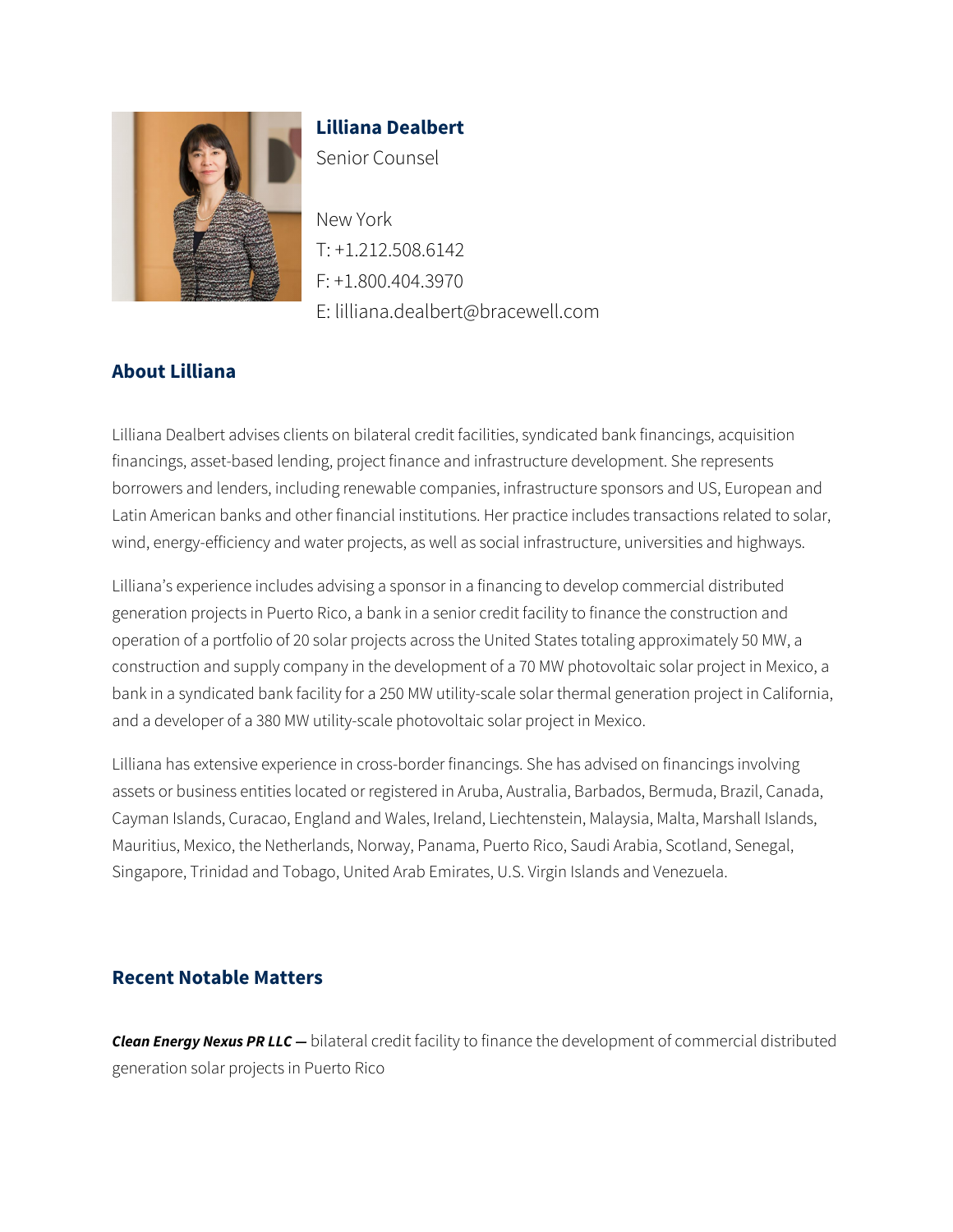# Lilliana Dealbert

Senior Counsel

New York
T: +1.212.508.6142
F: +1.800.404.3970
E: lilliana.dealbert@bracewell.com

## About Lilliana

Lilliana Dealbert advises clients on bilateral credit facilities, syndicated bank financings, acquisition financings, asset-based lending, project finance and infrastructure development. She represents borrowers and lenders, including renewable companies, infrastructure sponsors and US, European and Latin American banks and other financial institutions. Her practice includes transactions related to solar, wind, energy-efficiency and water projects, as well as social infrastructure, universities and highways.

Lilliana's experience includes advising a sponsor in a financing to develop commercial distributed generation projects in Puerto Rico, a bank in a senior credit facility to finance the construction and operation of a portfolio of 20 solar projects across the United States totaling approximately 50 MW, a construction and supply company in the development of a 70 MW photovoltaic solar project in Mexico, a bank in a syndicated bank facility for a 250 MW utility-scale solar thermal generation project in California, and a developer of a 380 MW utility-scale photovoltaic solar project in Mexico.

Lilliana has extensive experience in cross-border financings. She has advised on financings involving assets or business entities located or registered in Aruba, Australia, Barbados, Bermuda, Brazil, Canada, Cayman Islands, Curacao, England and Wales, Ireland, Liechtenstein, Malaysia, Malta, Marshall Islands, Mauritius, Mexico, the Netherlands, Norway, Panama, Puerto Rico, Saudi Arabia, Scotland, Senegal, Singapore, Trinidad and Tobago, United Arab Emirates, U.S. Virgin Islands and Venezuela.

## Recent Notable Matters

***Clean Energy Nexus PR LLC —*** bilateral credit facility to finance the development of commercial distributed generation solar projects in Puerto Rico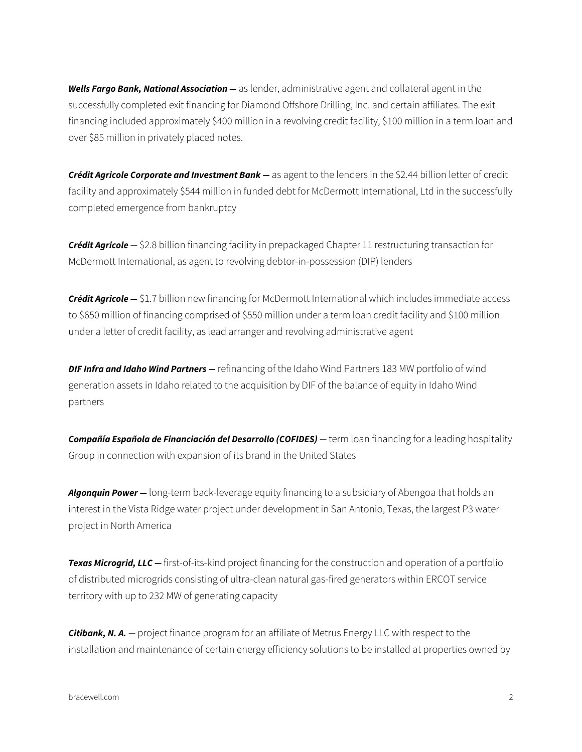***Wells Fargo Bank, National Association —*** as lender, administrative agent and collateral agent in the successfully completed exit financing for Diamond Offshore Drilling, Inc. and certain affiliates. The exit financing included approximately $400 million in a revolving credit facility, $100 million in a term loan and over $85 million in privately placed notes.

***Crédit Agricole Corporate and Investment Bank —*** as agent to the lenders in the $2.44 billion letter of credit facility and approximately $544 million in funded debt for McDermott International, Ltd in the successfully completed emergence from bankruptcy

***Crédit Agricole —*** $2.8 billion financing facility in prepackaged Chapter 11 restructuring transaction for McDermott International, as agent to revolving debtor-in-possession (DIP) lenders

***Crédit Agricole —*** $1.7 billion new financing for McDermott International which includes immediate access to $650 million of financing comprised of $550 million under a term loan credit facility and $100 million under a letter of credit facility, as lead arranger and revolving administrative agent

***DIF Infra and Idaho Wind Partners —*** refinancing of the Idaho Wind Partners 183 MW portfolio of wind generation assets in Idaho related to the acquisition by DIF of the balance of equity in Idaho Wind partners

***Compañía Española de Financiación del Desarrollo (COFIDES) —*** term loan financing for a leading hospitality Group in connection with expansion of its brand in the United States

***Algonquin Power —*** long-term back-leverage equity financing to a subsidiary of Abengoa that holds an interest in the Vista Ridge water project under development in San Antonio, Texas, the largest P3 water project in North America

***Texas Microgrid, LLC —*** first-of-its-kind project financing for the construction and operation of a portfolio of distributed microgrids consisting of ultra-clean natural gas-fired generators within ERCOT service territory with up to 232 MW of generating capacity

***Citibank, N. A. —*** project finance program for an affiliate of Metrus Energy LLC with respect to the installation and maintenance of certain energy efficiency solutions to be installed at properties owned by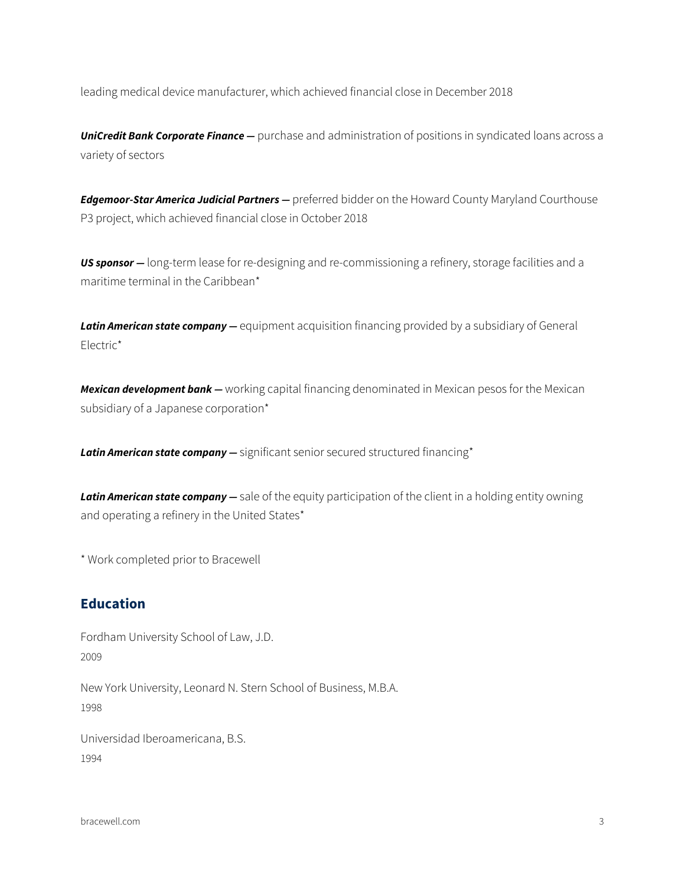leading medical device manufacturer, which achieved financial close in December 2018

***UniCredit Bank Corporate Finance —*** purchase and administration of positions in syndicated loans across a variety of sectors

***Edgemoor-Star America Judicial Partners —*** preferred bidder on the Howard County Maryland Courthouse P3 project, which achieved financial close in October 2018

***US sponsor —*** long-term lease for re-designing and re-commissioning a refinery, storage facilities and a maritime terminal in the Caribbean*

***Latin American state company —*** equipment acquisition financing provided by a subsidiary of General Electric*

***Mexican development bank —*** working capital financing denominated in Mexican pesos for the Mexican subsidiary of a Japanese corporation*

***Latin American state company —*** significant senior secured structured financing*

***Latin American state company —*** sale of the equity participation of the client in a holding entity owning and operating a refinery in the United States*

* Work completed prior to Bracewell

## Education

Fordham University School of Law, J.D.
2009

New York University, Leonard N. Stern School of Business, M.B.A.
1998

Universidad Iberoamericana, B.S.
1994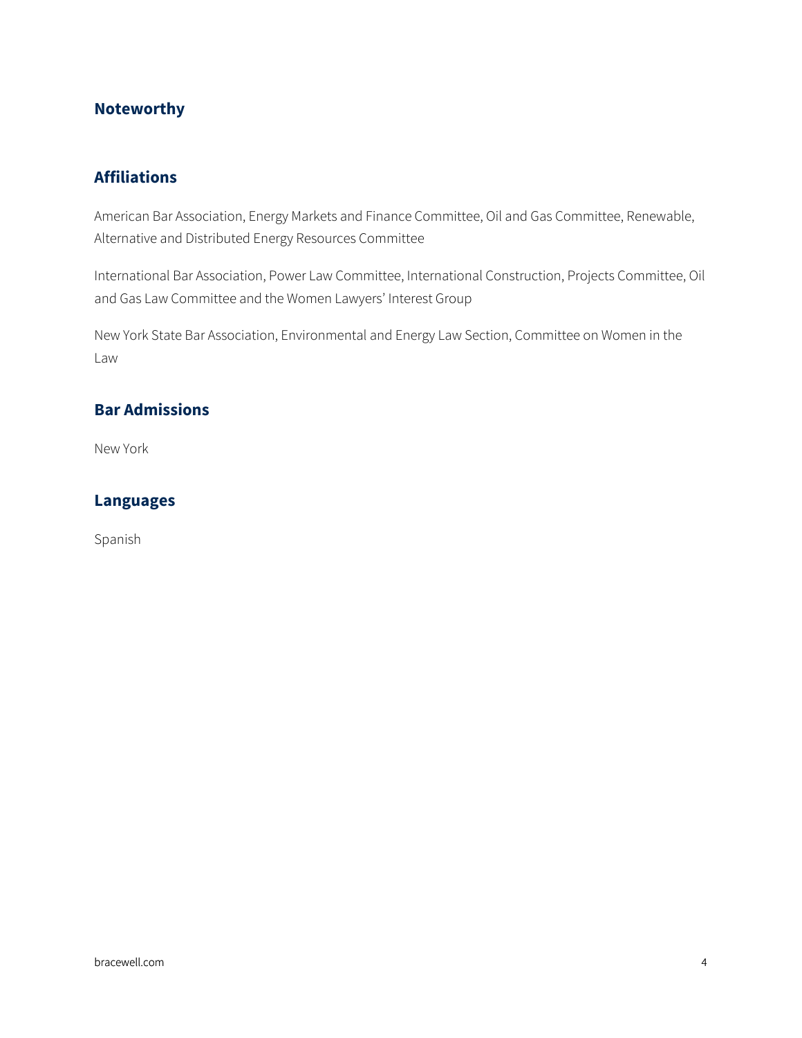## Noteworthy

## Affiliations

American Bar Association, Energy Markets and Finance Committee, Oil and Gas Committee, Renewable, Alternative and Distributed Energy Resources Committee

International Bar Association, Power Law Committee, International Construction, Projects Committee, Oil and Gas Law Committee and the Women Lawyers' Interest Group

New York State Bar Association, Environmental and Energy Law Section, Committee on Women in the Law

## Bar Admissions

New York

## Languages

Spanish